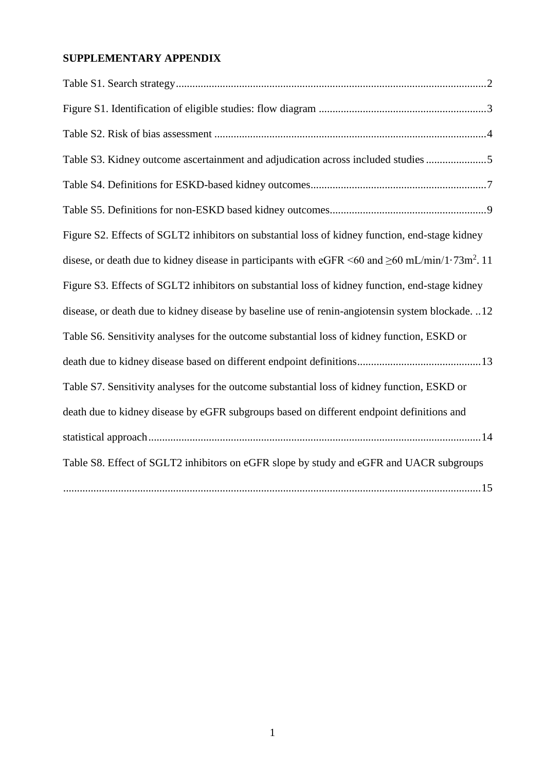# SUPPLEMENTARY APPENDIX

Table S1. Search strategy ................................................................................................................2

Figure S1. Identification of eligible studies: flow diagram ............................................................3

Table S2. Risk of bias assessment ..................................................................................................4

Table S3. Kidney outcome ascertainment and adjudication across included studies ......................5

Table S4. Definitions for ESKD-based kidney outcomes................................................................7

Table S5. Definitions for non-ESKD based kidney outcomes.........................................................9

Figure S2. Effects of SGLT2 inhibitors on substantial loss of kidney function, end-stage kidney disese, or death due to kidney disease in participants with eGFR <60 and ≥60 mL/min/1·73m$^2$. 11

Figure S3. Effects of SGLT2 inhibitors on substantial loss of kidney function, end-stage kidney disease, or death due to kidney disease by baseline use of renin-angiotensin system blockade. ..12

Table S6. Sensitivity analyses for the outcome substantial loss of kidney function, ESKD or death due to kidney disease based on different endpoint definitions.............................................13

Table S7. Sensitivity analyses for the outcome substantial loss of kidney function, ESKD or death due to kidney disease by eGFR subgroups based on different endpoint definitions and statistical approach........................................................................................................................14

Table S8. Effect of SGLT2 inhibitors on eGFR slope by study and eGFR and UACR subgroups ......................................................................................................................................................15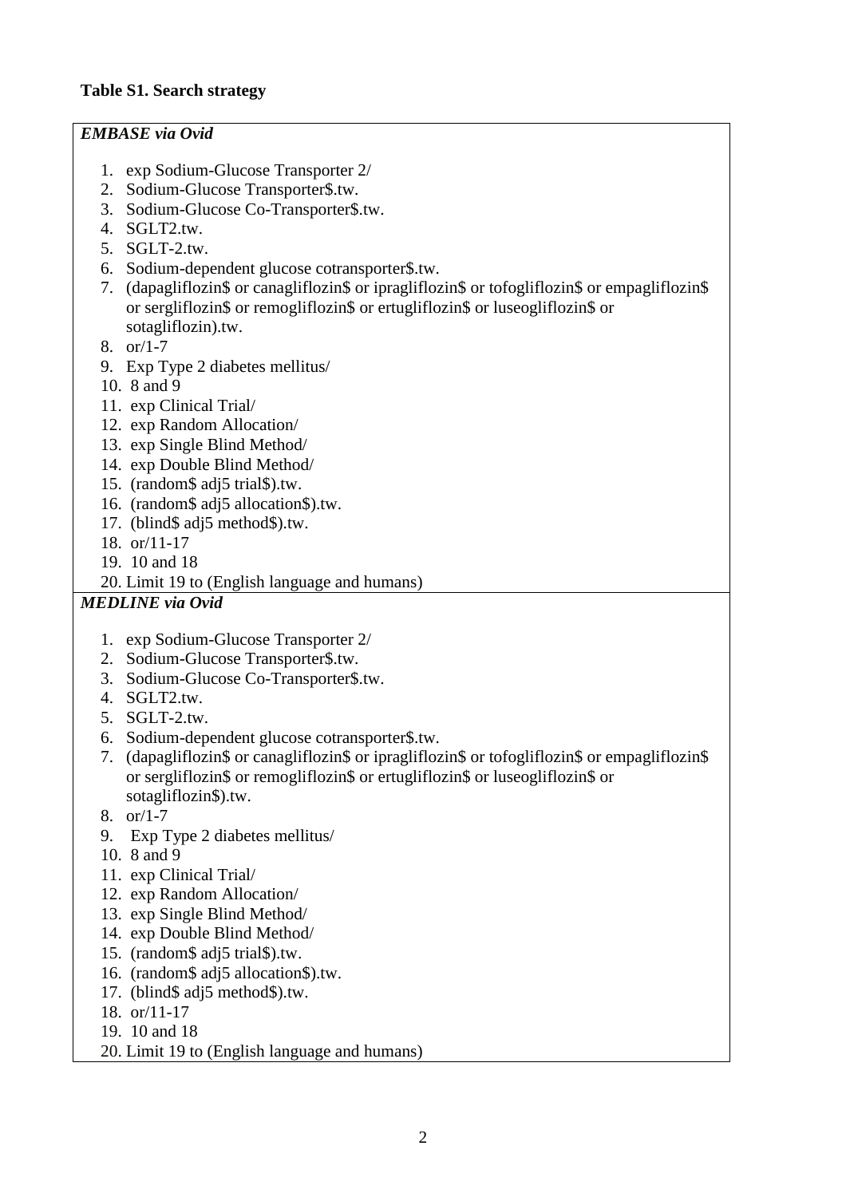**Table S1. Search strategy**

***EMBASE via Ovid***

1. exp Sodium-Glucose Transporter 2/
2. Sodium-Glucose Transporter$.tw.
3. Sodium-Glucose Co-Transporter$.tw.
4. SGLT2.tw.
5. SGLT-2.tw.
6. Sodium-dependent glucose cotransporter$.tw.
7. (dapagliflozin$ or canagliflozin$ or ipragliflozin$ or tofogliflozin$ or empagliflozin$ or sergliflozin$ or remogliflozin$ or ertugliflozin$ or luseogliflozin$ or sotagliflozin).tw.
8. or/1-7
9. Exp Type 2 diabetes mellitus/
10. 8 and 9
11. exp Clinical Trial/
12. exp Random Allocation/
13. exp Single Blind Method/
14. exp Double Blind Method/
15. (random$ adj5 trial$).tw.
16. (random$ adj5 allocation$).tw.
17. (blind$ adj5 method$).tw.
18. or/11-17
19. 10 and 18
20. Limit 19 to (English language and humans)

***MEDLINE via Ovid***

1. exp Sodium-Glucose Transporter 2/
2. Sodium-Glucose Transporter$.tw.
3. Sodium-Glucose Co-Transporter$.tw.
4. SGLT2.tw.
5. SGLT-2.tw.
6. Sodium-dependent glucose cotransporter$.tw.
7. (dapagliflozin$ or canagliflozin$ or ipragliflozin$ or tofogliflozin$ or empagliflozin$ or sergliflozin$ or remogliflozin$ or ertugliflozin$ or luseogliflozin$ or sotagliflozin$).tw.
8. or/1-7
9. Exp Type 2 diabetes mellitus/
10. 8 and 9
11. exp Clinical Trial/
12. exp Random Allocation/
13. exp Single Blind Method/
14. exp Double Blind Method/
15. (random$ adj5 trial$).tw.
16. (random$ adj5 allocation$).tw.
17. (blind$ adj5 method$).tw.
18. or/11-17
19. 10 and 18
20. Limit 19 to (English language and humans)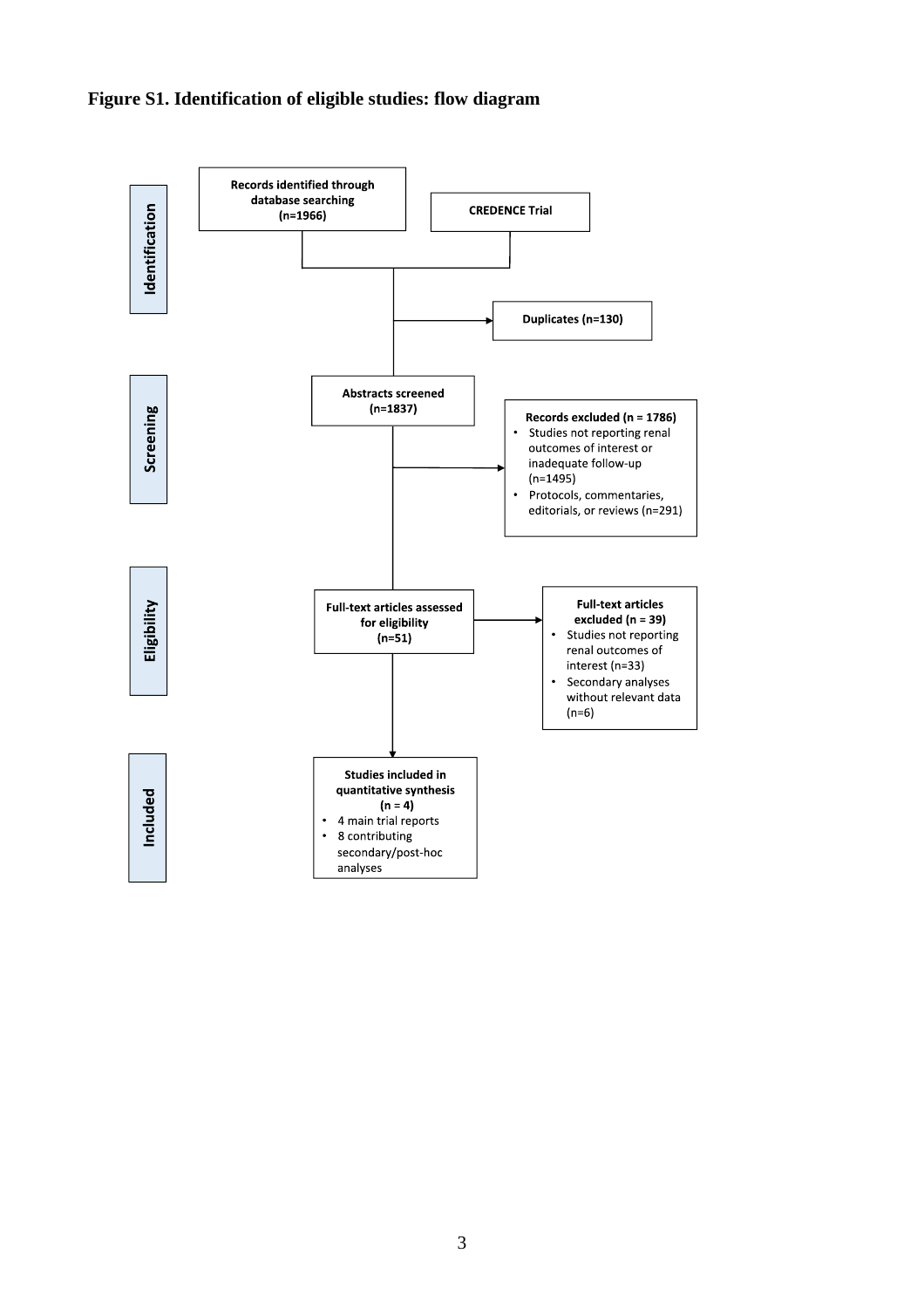**Figure S1. Identification of eligible studies: flow diagram**

**Identification**

**Records identified through database searching (n=1966)**

**CREDENCE Trial**

**Duplicates (n=130)**

**Screening**

**Abstracts screened (n=1837)**

**Records excluded (n = 1786)**

- Studies not reporting renal outcomes of interest or inadequate follow-up (n=1495)
- Protocols, commentaries, editorials, or reviews (n=291)

**Eligibility**

**Full-text articles assessed for eligibility (n=51)**

**Full-text articles excluded (n = 39)**

- Studies not reporting renal outcomes of interest (n=33)
- Secondary analyses without relevant data (n=6)

**Included**

**Studies included in quantitative synthesis (n = 4)**

- 4 main trial reports
- 8 contributing secondary/post-hoc analyses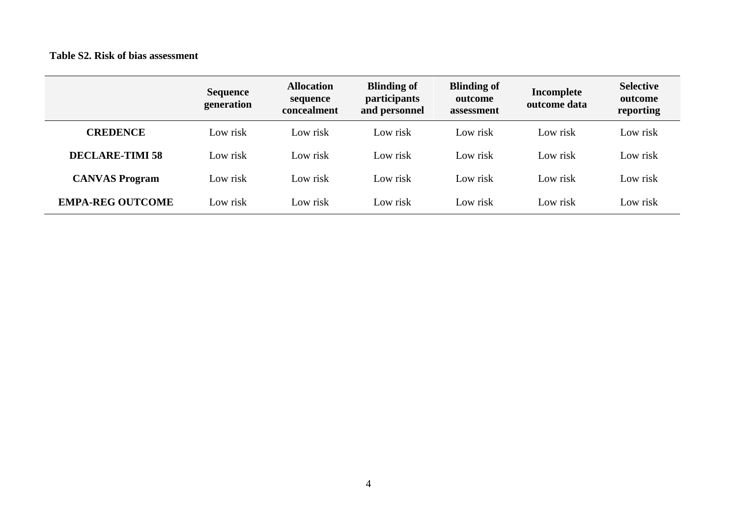**Table S2. Risk of bias assessment**

| | Sequence generation | Allocation sequence concealment | Blinding of participants and personnel | Blinding of outcome assessment | Incomplete outcome data | Selective outcome reporting |
|---|---|---|---|---|---|---|
| **CREDENCE** | Low risk | Low risk | Low risk | Low risk | Low risk | Low risk |
| **DECLARE-TIMI 58** | Low risk | Low risk | Low risk | Low risk | Low risk | Low risk |
| **CANVAS Program** | Low risk | Low risk | Low risk | Low risk | Low risk | Low risk |
| **EMPA-REG OUTCOME** | Low risk | Low risk | Low risk | Low risk | Low risk | Low risk |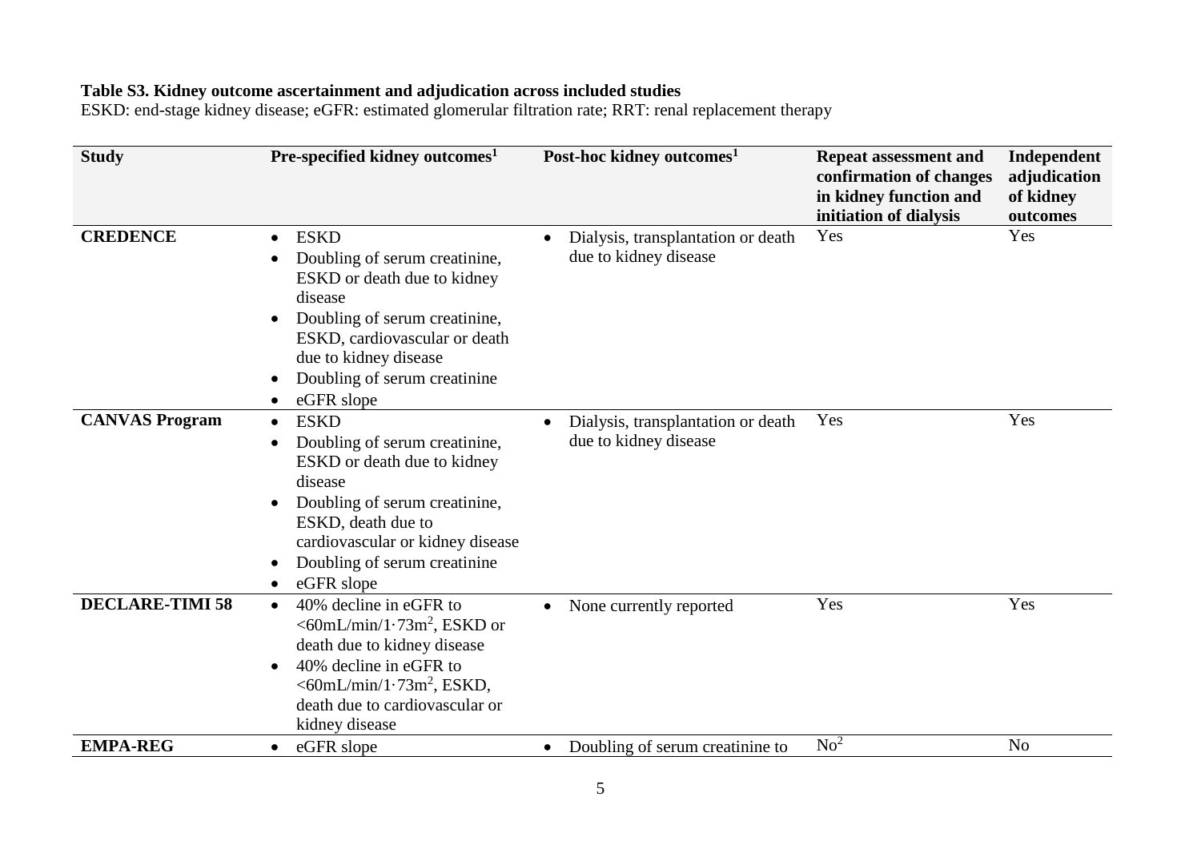**Table S3. Kidney outcome ascertainment and adjudication across included studies**
ESKD: end-stage kidney disease; eGFR: estimated glomerular filtration rate; RRT: renal replacement therapy

| Study | Pre-specified kidney outcomes[1] | Post-hoc kidney outcomes[1] | Repeat assessment and confirmation of changes in kidney function and initiation of dialysis | Independent adjudication of kidney outcomes |
|---|---|---|---|---|
| **CREDENCE** | • ESKD<br>• Doubling of serum creatinine, ESKD or death due to kidney disease<br>• Doubling of serum creatinine, ESKD, cardiovascular or death due to kidney disease<br>• Doubling of serum creatinine<br>• eGFR slope | • Dialysis, transplantation or death due to kidney disease | Yes | Yes |
| **CANVAS Program** | • ESKD<br>• Doubling of serum creatinine, ESKD or death due to kidney disease<br>• Doubling of serum creatinine, ESKD, death due to cardiovascular or kidney disease<br>• Doubling of serum creatinine<br>• eGFR slope | • Dialysis, transplantation or death due to kidney disease | Yes | Yes |
| **DECLARE-TIMI 58** | • 40% decline in eGFR to <60mL/min/1·73m$^2$, ESKD or death due to kidney disease<br>• 40% decline in eGFR to <60mL/min/1·73m$^2$, ESKD, death due to cardiovascular or kidney disease | • None currently reported | Yes | Yes |
| **EMPA-REG** | • eGFR slope | • Doubling of serum creatinine to | No[2] | No |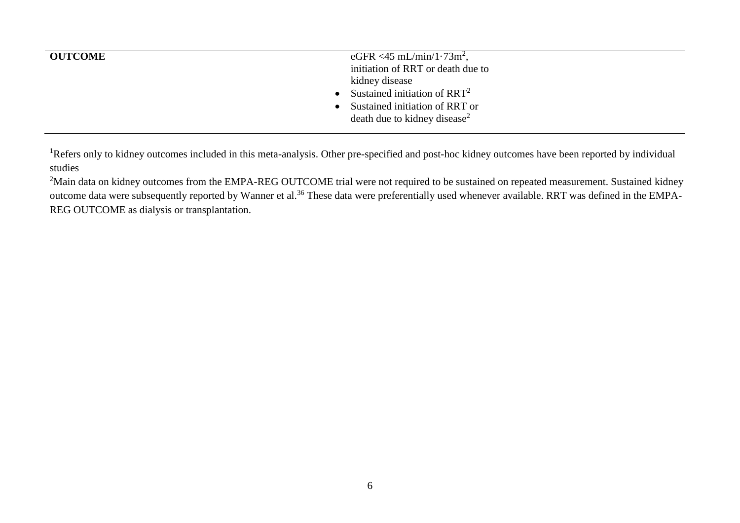| | |
|---|---|
| **OUTCOME** | eGFR <45 mL/min/1·73m$^2$, initiation of RRT or death due to kidney disease<br>• Sustained initiation of RRT[2]<br>• Sustained initiation of RRT or death due to kidney disease[2] |

[1]Refers only to kidney outcomes included in this meta-analysis. Other pre-specified and post-hoc kidney outcomes have been reported by individual studies

[2]Main data on kidney outcomes from the EMPA-REG OUTCOME trial were not required to be sustained on repeated measurement. Sustained kidney outcome data were subsequently reported by Wanner et al.[36] These data were preferentially used whenever available. RRT was defined in the EMPA-REG OUTCOME as dialysis or transplantation.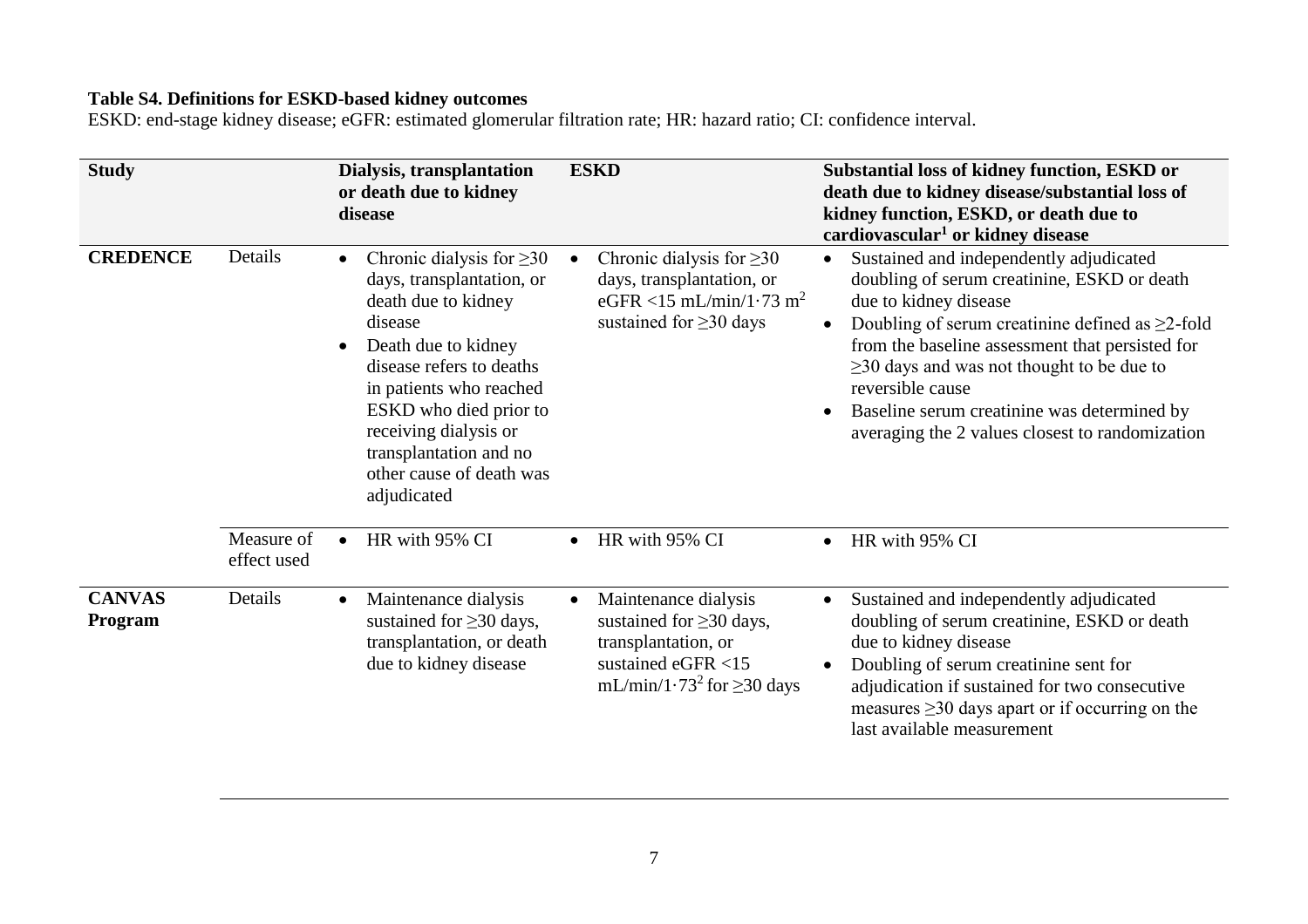**Table S4. Definitions for ESKD-based kidney outcomes**

ESKD: end-stage kidney disease; eGFR: estimated glomerular filtration rate; HR: hazard ratio; CI: confidence interval.

| Study | | Dialysis, transplantation or death due to kidney disease | ESKD | Substantial loss of kidney function, ESKD or death due to kidney disease/substantial loss of kidney function, ESKD, or death due to cardiovascular[1] or kidney disease |
|---|---|---|---|---|
| **CREDENCE** | Details | • Chronic dialysis for ≥30 days, transplantation, or death due to kidney disease<br>• Death due to kidney disease refers to deaths in patients who reached ESKD who died prior to receiving dialysis or transplantation and no other cause of death was adjudicated | • Chronic dialysis for ≥30 days, transplantation, or eGFR <15 mL/min/1·73 $m^2$ sustained for ≥30 days | • Sustained and independently adjudicated doubling of serum creatinine, ESKD or death due to kidney disease<br>• Doubling of serum creatinine defined as ≥2-fold from the baseline assessment that persisted for ≥30 days and was not thought to be due to reversible cause<br>• Baseline serum creatinine was determined by averaging the 2 values closest to randomization |
| | Measure of effect used | • HR with 95% CI | • HR with 95% CI | • HR with 95% CI |
| **CANVAS Program** | Details | • Maintenance dialysis sustained for ≥30 days, transplantation, or death due to kidney disease | • Maintenance dialysis sustained for ≥30 days, transplantation, or sustained eGFR <15 mL/min/1·$73^2$ for ≥30 days | • Sustained and independently adjudicated doubling of serum creatinine, ESKD or death due to kidney disease<br>• Doubling of serum creatinine sent for adjudication if sustained for two consecutive measures ≥30 days apart or if occurring on the last available measurement |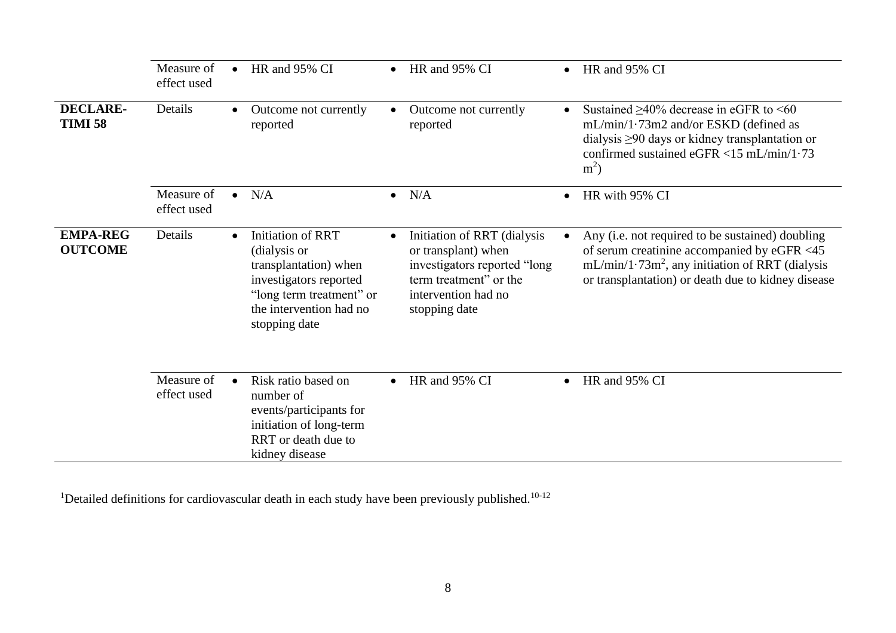| | | | | |
|---|---|---|---|---|
| | Measure of effect used | • HR and 95% CI | • HR and 95% CI | • HR and 95% CI |
| **DECLARE-TIMI 58** | Details | • Outcome not currently reported | • Outcome not currently reported | • Sustained ≥40% decrease in eGFR to <60 mL/min/1·73m2 and/or ESKD (defined as dialysis ≥90 days or kidney transplantation or confirmed sustained eGFR <15 mL/min/1·73 $m^2$) |
| | Measure of effect used | • N/A | • N/A | • HR with 95% CI |
| **EMPA-REG OUTCOME** | Details | • Initiation of RRT (dialysis or transplantation) when investigators reported "long term treatment" or the intervention had no stopping date | • Initiation of RRT (dialysis or transplant) when investigators reported "long term treatment" or the intervention had no stopping date | • Any (i.e. not required to be sustained) doubling of serum creatinine accompanied by eGFR <45 mL/min/1·73$m^2$, any initiation of RRT (dialysis or transplantation) or death due to kidney disease |
| | Measure of effect used | • Risk ratio based on number of events/participants for initiation of long-term RRT or death due to kidney disease | • HR and 95% CI | • HR and 95% CI |

[1]Detailed definitions for cardiovascular death in each study have been previously published.[10-12]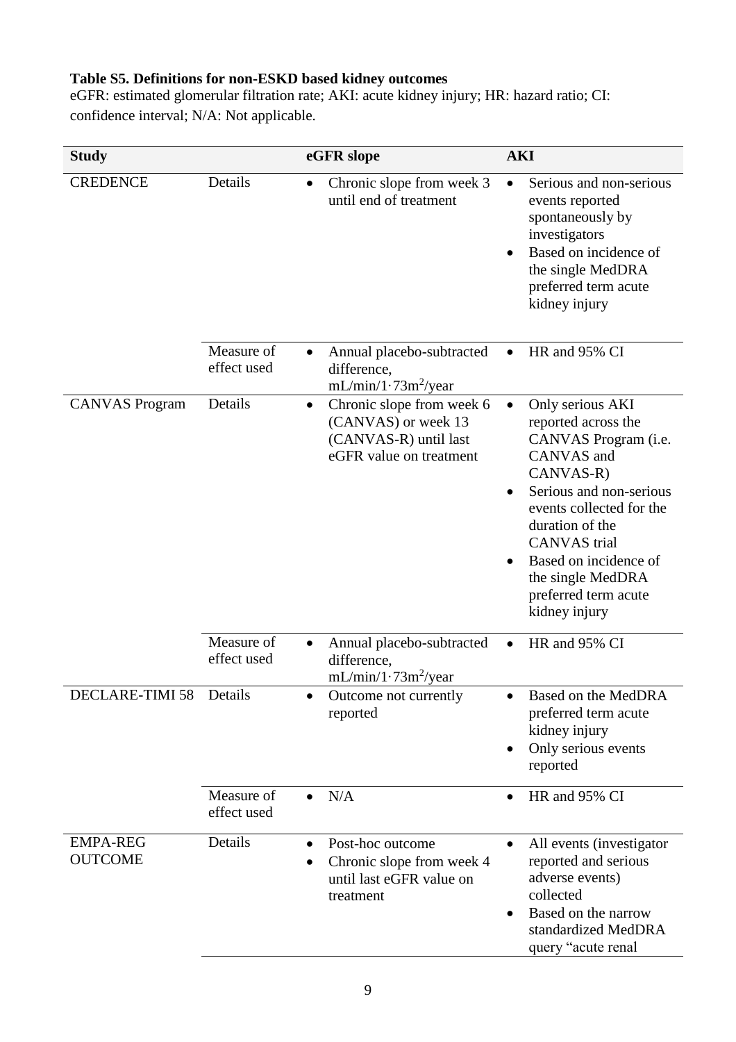**Table S5. Definitions for non-ESKD based kidney outcomes**

eGFR: estimated glomerular filtration rate; AKI: acute kidney injury; HR: hazard ratio; CI: confidence interval; N/A: Not applicable.

| Study | | eGFR slope | AKI |
|---|---|---|---|
| CREDENCE | Details | • Chronic slope from week 3 until end of treatment | • Serious and non-serious events reported spontaneously by investigators<br>• Based on incidence of the single MedDRA preferred term acute kidney injury |
| | Measure of effect used | • Annual placebo-subtracted difference, mL/min/1·73m$^2$/year | • HR and 95% CI |
| CANVAS Program | Details | • Chronic slope from week 6 (CANVAS) or week 13 (CANVAS-R) until last eGFR value on treatment | • Only serious AKI reported across the CANVAS Program (i.e. CANVAS and CANVAS-R)<br>• Serious and non-serious events collected for the duration of the CANVAS trial<br>• Based on incidence of the single MedDRA preferred term acute kidney injury |
| | Measure of effect used | • Annual placebo-subtracted difference, mL/min/1·73m$^2$/year | • HR and 95% CI |
| DECLARE-TIMI 58 | Details | • Outcome not currently reported | • Based on the MedDRA preferred term acute kidney injury<br>• Only serious events reported |
| | Measure of effect used | • N/A | • HR and 95% CI |
| EMPA-REG OUTCOME | Details | • Post-hoc outcome<br>• Chronic slope from week 4 until last eGFR value on treatment | • All events (investigator reported and serious adverse events) collected<br>• Based on the narrow standardized MedDRA query "acute renal |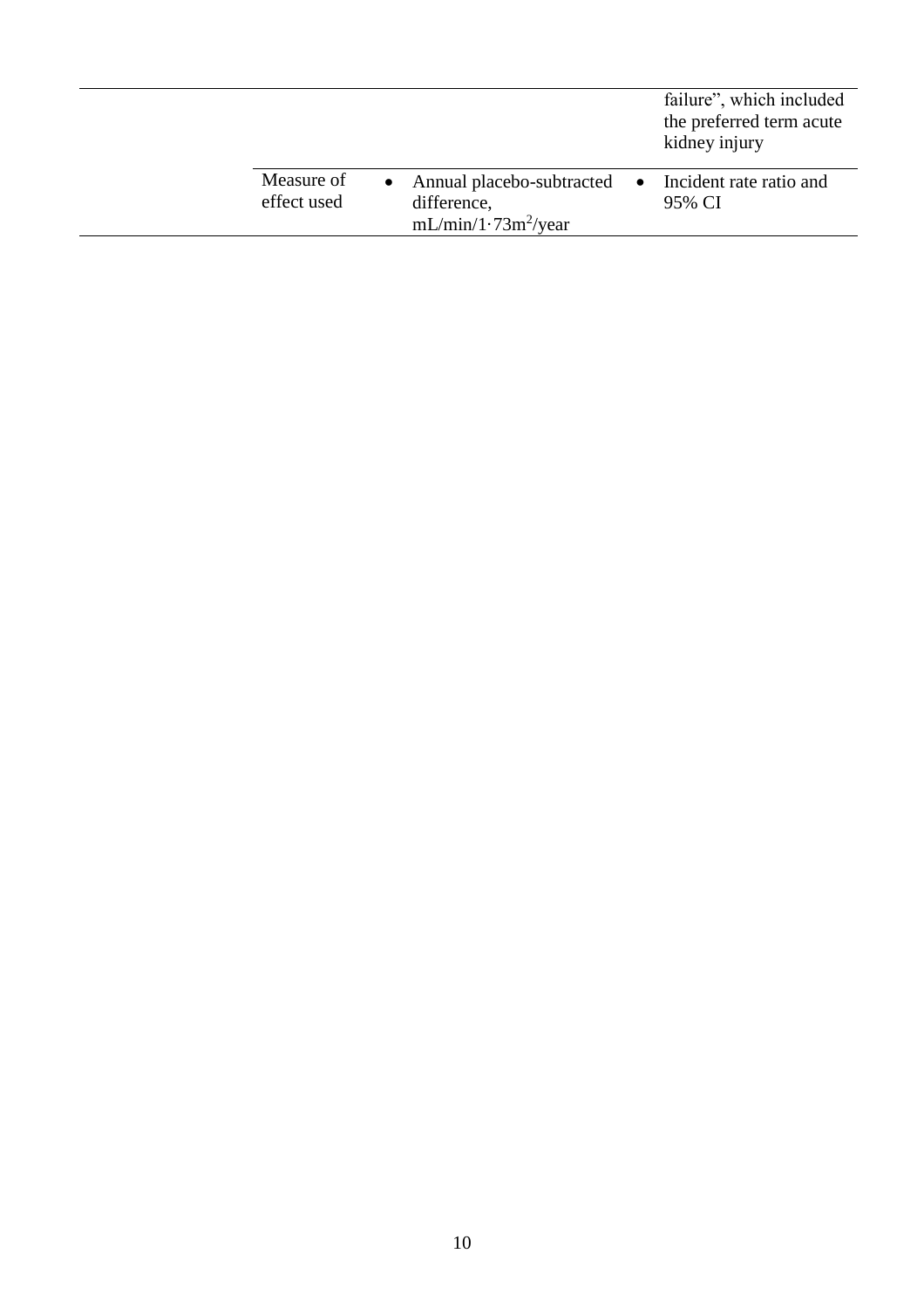| | | | |
|---|---|---|---|
| | | | failure", which included the preferred term acute kidney injury |
| | Measure of effect used | • Annual placebo-subtracted difference, mL/min/1·73m$^2$/year | • Incident rate ratio and 95% CI |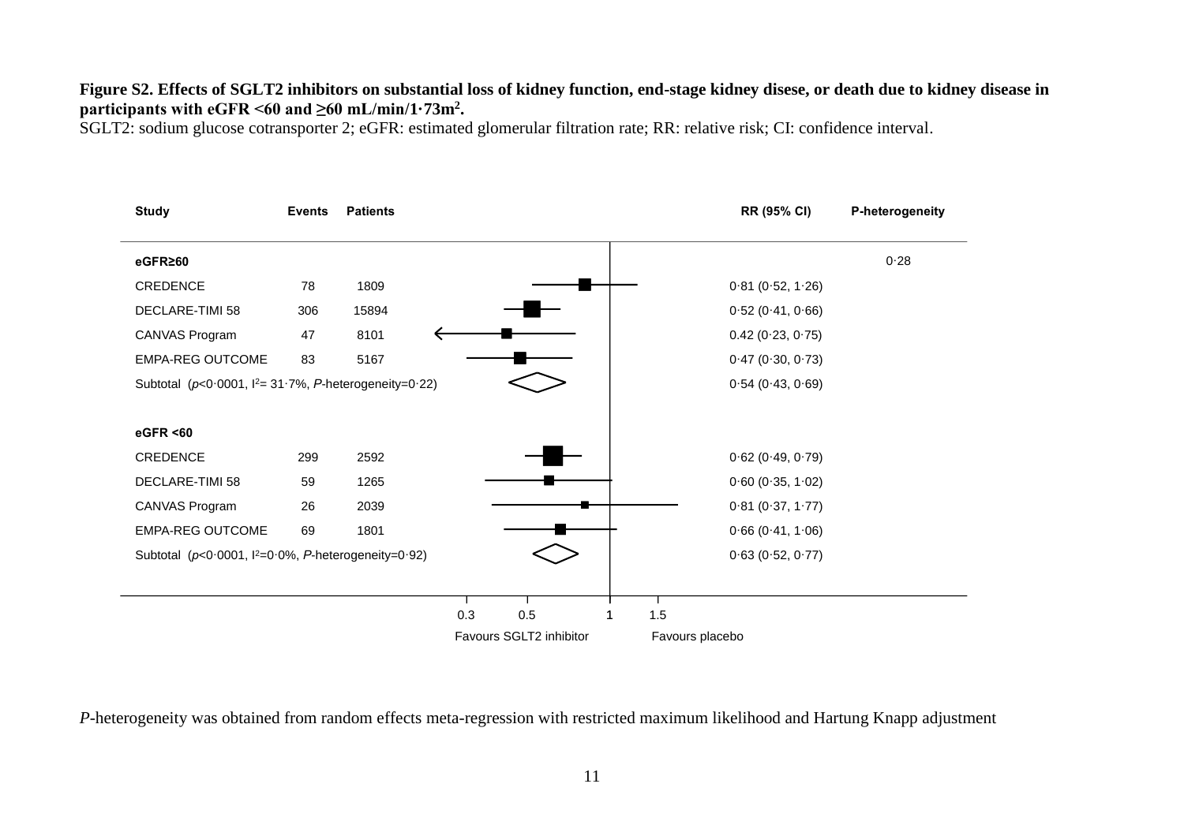**Figure S2. Effects of SGLT2 inhibitors on substantial loss of kidney function, end-stage kidney disese, or death due to kidney disease in participants with eGFR <60 and ≥60 mL/min/1·73m[2].**

SGLT2: sodium glucose cotransporter 2; eGFR: estimated glomerular filtration rate; RR: relative risk; CI: confidence interval.

| Study | Events | Patients | RR (95% CI) | P-heterogeneity |
|---|---|---|---|---|
| **eGFR≥60** | | | | 0·28 |
| CREDENCE | 78 | 1809 | 0·81 (0·52, 1·26) | |
| DECLARE-TIMI 58 | 306 | 15894 | 0·52 (0·41, 0·66) | |
| CANVAS Program | 47 | 8101 | 0.42 (0·23, 0·75) | |
| EMPA-REG OUTCOME | 83 | 5167 | 0·47 (0·30, 0·73) | |
| Subtotal (*p*<0·0001, $I^2$= 31·7%, *P*-heterogeneity=0·22) | | | 0·54 (0·43, 0·69) | |
| **eGFR <60** | | | | |
| CREDENCE | 299 | 2592 | 0·62 (0·49, 0·79) | |
| DECLARE-TIMI 58 | 59 | 1265 | 0·60 (0·35, 1·02) | |
| CANVAS Program | 26 | 2039 | 0·81 (0·37, 1·77) | |
| EMPA-REG OUTCOME | 69 | 1801 | 0·66 (0·41, 1·06) | |
| Subtotal (*p*<0·0001, $I^2$=0·0%, *P*-heterogeneity=0·92) | | | 0·63 (0·52, 0·77) | |

Axis: 0.3, 0.5, 1, 1.5 — Favours SGLT2 inhibitor | Favours placebo

*P*-heterogeneity was obtained from random effects meta-regression with restricted maximum likelihood and Hartung Knapp adjustment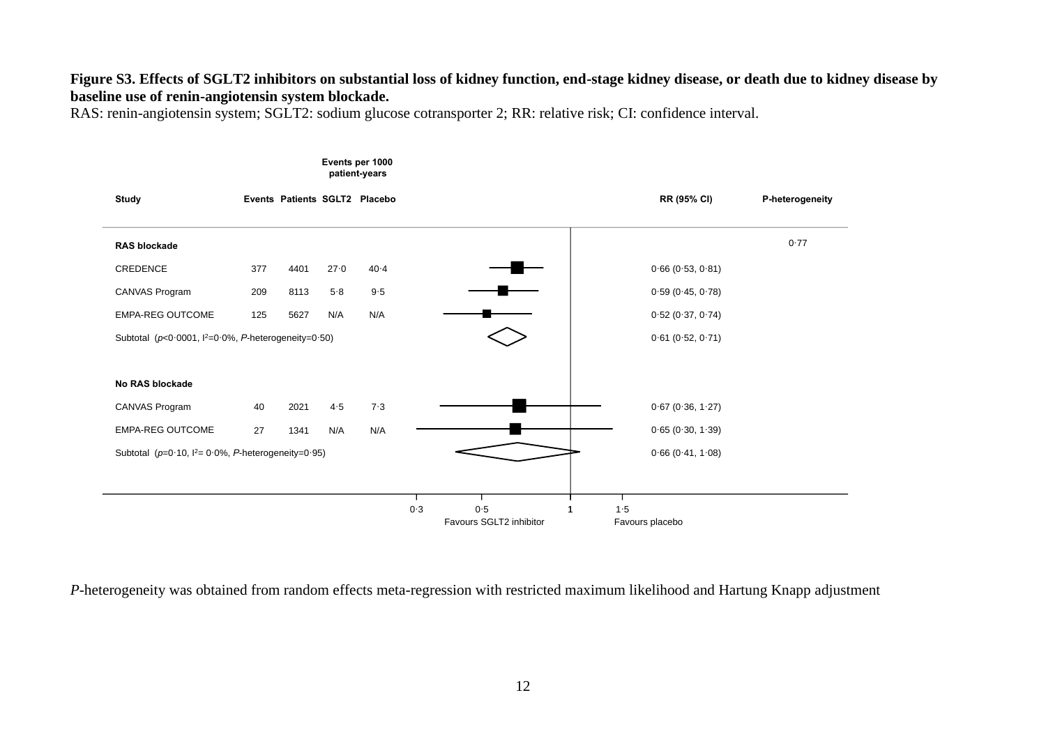**Figure S3. Effects of SGLT2 inhibitors on substantial loss of kidney function, end-stage kidney disease, or death due to kidney disease by baseline use of renin-angiotensin system blockade.**

RAS: renin-angiotensin system; SGLT2: sodium glucose cotransporter 2; RR: relative risk; CI: confidence interval.

| Study | Events | Patients | Events per 1000 patient-years SGLT2 | Events per 1000 patient-years Placebo | RR (95% CI) | P-heterogeneity |
|---|---|---|---|---|---|---|
| **RAS blockade** | | | | | | 0·77 |
| CREDENCE | 377 | 4401 | 27·0 | 40·4 | 0·66 (0·53, 0·81) | |
| CANVAS Program | 209 | 8113 | 5·8 | 9·5 | 0·59 (0·45, 0·78) | |
| EMPA-REG OUTCOME | 125 | 5627 | N/A | N/A | 0·52 (0·37, 0·74) | |
| Subtotal (*p*<0·0001, $I^2$=0·0%, *P*-heterogeneity=0·50) | | | | | 0·61 (0·52, 0·71) | |
| **No RAS blockade** | | | | | | |
| CANVAS Program | 40 | 2021 | 4·5 | 7·3 | 0·67 (0·36, 1·27) | |
| EMPA-REG OUTCOME | 27 | 1341 | N/A | N/A | 0·65 (0·30, 1·39) | |
| Subtotal (*p*=0·10, $I^2$= 0·0%, *P*-heterogeneity=0·95) | | | | | 0·66 (0·41, 1·08) | |

Axis: 0·3, 0·5, 1, 1·5 — Favours SGLT2 inhibitor / Favours placebo

*P*-heterogeneity was obtained from random effects meta-regression with restricted maximum likelihood and Hartung Knapp adjustment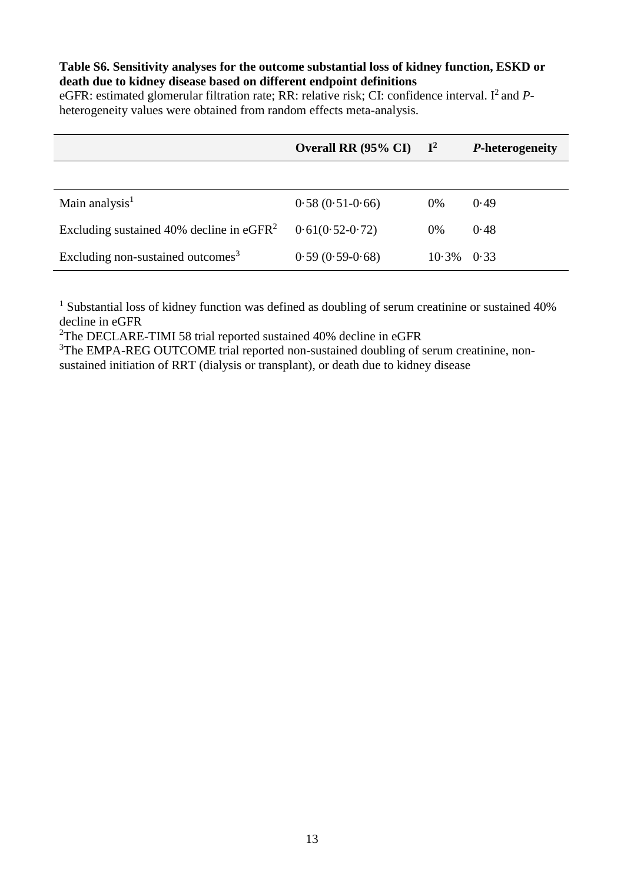**Table S6. Sensitivity analyses for the outcome substantial loss of kidney function, ESKD or death due to kidney disease based on different endpoint definitions**

eGFR: estimated glomerular filtration rate; RR: relative risk; CI: confidence interval. $I^2$ and *P*-heterogeneity values were obtained from random effects meta-analysis.

| | **Overall RR (95% CI)** | $I^2$ | ***P*-heterogeneity** |
|---|---|---|---|
| Main analysis[1] | 0·58 (0·51-0·66) | 0% | 0·49 |
| Excluding sustained 40% decline in eGFR[2] | 0·61(0·52-0·72) | 0% | 0·48 |
| Excluding non-sustained outcomes[3] | 0·59 (0·59-0·68) | 10·3% | 0·33 |

[1] Substantial loss of kidney function was defined as doubling of serum creatinine or sustained 40% decline in eGFR

[2]The DECLARE-TIMI 58 trial reported sustained 40% decline in eGFR

[3]The EMPA-REG OUTCOME trial reported non-sustained doubling of serum creatinine, non-sustained initiation of RRT (dialysis or transplant), or death due to kidney disease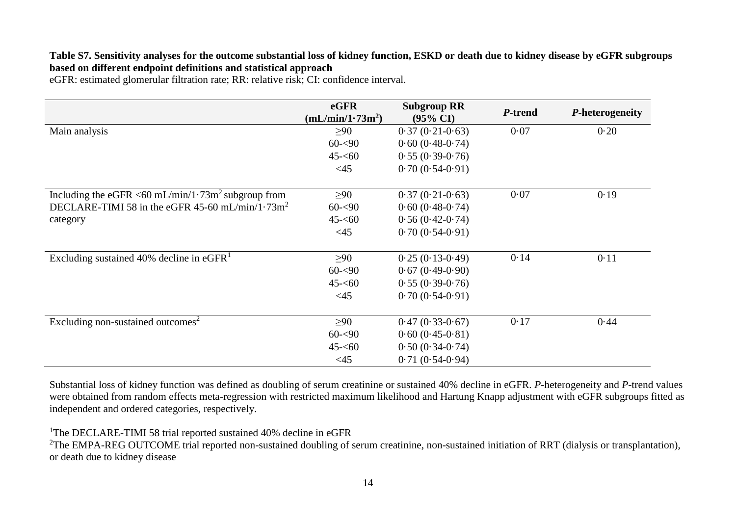**Table S7. Sensitivity analyses for the outcome substantial loss of kidney function, ESKD or death due to kidney disease by eGFR subgroups based on different endpoint definitions and statistical approach**

eGFR: estimated glomerular filtration rate; RR: relative risk; CI: confidence interval.

| | eGFR (mL/min/1·73m$^2$) | Subgroup RR (95% CI) | *P*-trend | *P*-heterogeneity |
|---|---|---|---|---|
| Main analysis | ≥90 | 0·37 (0·21-0·63) | 0·07 | 0·20 |
| | 60-<90 | 0·60 (0·48-0·74) | | |
| | 45-<60 | 0·55 (0·39-0·76) | | |
| | <45 | 0·70 (0·54-0·91) | | |
| Including the eGFR <60 mL/min/1·73m$^2$ subgroup from DECLARE-TIMI 58 in the eGFR 45-60 mL/min/1·73m$^2$ category | ≥90 | 0·37 (0·21-0·63) | 0·07 | 0·19 |
| | 60-<90 | 0·60 (0·48-0·74) | | |
| | 45-<60 | 0·56 (0·42-0·74) | | |
| | <45 | 0·70 (0·54-0·91) | | |
| Excluding sustained 40% decline in eGFR[1] | ≥90 | 0·25 (0·13-0·49) | 0·14 | 0·11 |
| | 60-<90 | 0·67 (0·49-0·90) | | |
| | 45-<60 | 0·55 (0·39-0·76) | | |
| | <45 | 0·70 (0·54-0·91) | | |
| Excluding non-sustained outcomes[2] | ≥90 | 0·47 (0·33-0·67) | 0·17 | 0·44 |
| | 60-<90 | 0·60 (0·45-0·81) | | |
| | 45-<60 | 0·50 (0·34-0·74) | | |
| | <45 | 0·71 (0·54-0·94) | | |

Substantial loss of kidney function was defined as doubling of serum creatinine or sustained 40% decline in eGFR. *P*-heterogeneity and *P*-trend values were obtained from random effects meta-regression with restricted maximum likelihood and Hartung Knapp adjustment with eGFR subgroups fitted as independent and ordered categories, respectively.

[1]The DECLARE-TIMI 58 trial reported sustained 40% decline in eGFR

[2]The EMPA-REG OUTCOME trial reported non-sustained doubling of serum creatinine, non-sustained initiation of RRT (dialysis or transplantation), or death due to kidney disease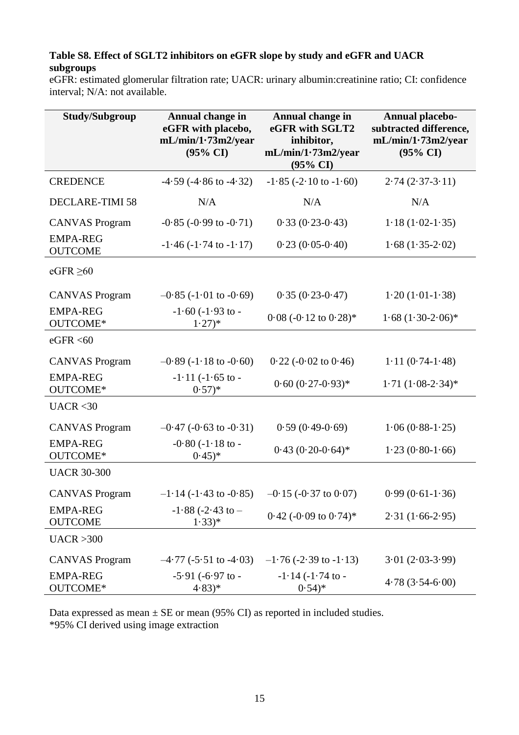**Table S8. Effect of SGLT2 inhibitors on eGFR slope by study and eGFR and UACR subgroups**

eGFR: estimated glomerular filtration rate; UACR: urinary albumin:creatinine ratio; CI: confidence interval; N/A: not available.

| Study/Subgroup | Annual change in eGFR with placebo, mL/min/1·73m2/year (95% CI) | Annual change in eGFR with SGLT2 inhibitor, mL/min/1·73m2/year (95% CI) | Annual placebo-subtracted difference, mL/min/1·73m2/year (95% CI) |
|---|---|---|---|
| CREDENCE | -4·59 (-4·86 to -4·32) | -1·85 (-2·10 to -1·60) | 2·74 (2·37-3·11) |
| DECLARE-TIMI 58 | N/A | N/A | N/A |
| CANVAS Program | -0·85 (-0·99 to -0·71) | 0·33 (0·23-0·43) | 1·18 (1·02-1·35) |
| EMPA-REG OUTCOME | -1·46 (-1·74 to -1·17) | 0·23 (0·05-0·40) | 1·68 (1·35-2·02) |
| eGFR ≥60 | | | |
| CANVAS Program | –0·85 (-1·01 to -0·69) | 0·35 (0·23-0·47) | 1·20 (1·01-1·38) |
| EMPA-REG OUTCOME* | -1·60 (-1·93 to -1·27)* | 0·08 (-0·12 to 0·28)* | 1·68 (1·30-2·06)* |
| eGFR <60 | | | |
| CANVAS Program | –0·89 (-1·18 to -0·60) | 0·22 (-0·02 to 0·46) | 1·11 (0·74-1·48) |
| EMPA-REG OUTCOME* | -1·11 (-1·65 to -0·57)* | 0·60 (0·27-0·93)* | 1·71 (1·08-2·34)* |
| UACR <30 | | | |
| CANVAS Program | –0·47 (-0·63 to -0·31) | 0·59 (0·49-0·69) | 1·06 (0·88-1·25) |
| EMPA-REG OUTCOME* | -0·80 (-1·18 to -0·45)* | 0·43 (0·20-0·64)* | 1·23 (0·80-1·66) |
| UACR 30-300 | | | |
| CANVAS Program | –1·14 (-1·43 to -0·85) | –0·15 (-0·37 to 0·07) | 0·99 (0·61-1·36) |
| EMPA-REG OUTCOME | -1·88 (-2·43 to –1·33)* | 0·42 (-0·09 to 0·74)* | 2·31 (1·66-2·95) |
| UACR >300 | | | |
| CANVAS Program | –4·77 (-5·51 to -4·03) | –1·76 (-2·39 to -1·13) | 3·01 (2·03-3·99) |
| EMPA-REG OUTCOME* | -5·91 (-6·97 to -4·83)* | -1·14 (-1·74 to -0·54)* | 4·78 (3·54-6·00) |

Data expressed as mean ± SE or mean (95% CI) as reported in included studies.
*95% CI derived using image extraction